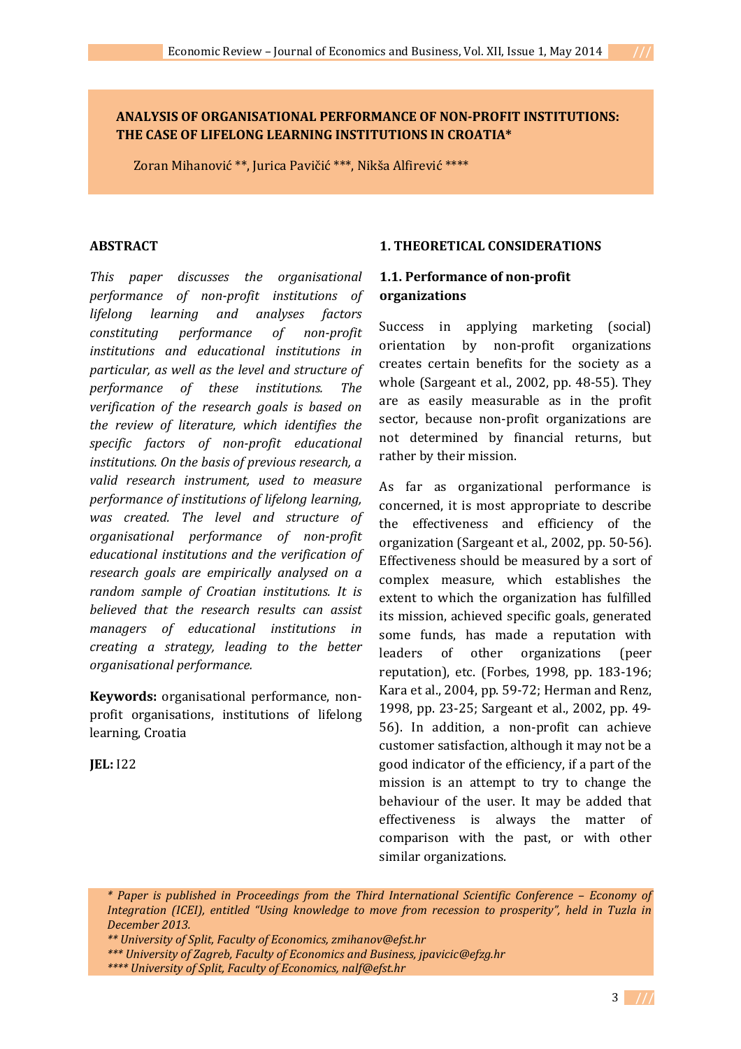# ANALYSIS OF ORGANISATIONAL PERFORMANCE OF NON-PROFIT INSTITUTIONS: THE CASE OF LIFELONG LEARNING INSTITUTIONS IN CROATIA*

Zoran Mihanović **, Jurica Pavičić ***, Nikša Alfirević ****

## ABSTRACT

*This paper discusses the organisational performance of non-profit institutions of lifelong learning and analyses factors constituting performance of non-profit institutions and educational institutions in particular, as well as the level and structure of performance of these institutions. The verification of the research goals is based on the review of literature, which identifies the specific factors of non-profit educational institutions. On the basis of previous research, a valid research instrument, used to measure performance of institutions of lifelong learning, was created. The level and structure of organisational performance of non-profit educational institutions and the verification of research goals are empirically analysed on a random sample of Croatian institutions. It is believed that the research results can assist managers of educational institutions in creating a strategy, leading to the better organisational performance.*

**Keywords:** organisational performance, non-profit organisations, institutions of lifelong learning, Croatia

**JEL:** I22

## 1. THEORETICAL CONSIDERATIONS

### 1.1. Performance of non-profit organizations

Success in applying marketing (social) orientation by non-profit organizations creates certain benefits for the society as a whole (Sargeant et al., 2002, pp. 48-55). They are as easily measurable as in the profit sector, because non-profit organizations are not determined by financial returns, but rather by their mission.

As far as organizational performance is concerned, it is most appropriate to describe the effectiveness and efficiency of the organization (Sargeant et al., 2002, pp. 50-56). Effectiveness should be measured by a sort of complex measure, which establishes the extent to which the organization has fulfilled its mission, achieved specific goals, generated some funds, has made a reputation with leaders of other organizations (peer reputation), etc. (Forbes, 1998, pp. 183-196; Kara et al., 2004, pp. 59-72; Herman and Renz, 1998, pp. 23-25; Sargeant et al., 2002, pp. 49-56). In addition, a non-profit can achieve customer satisfaction, although it may not be a good indicator of the efficiency, if a part of the mission is an attempt to try to change the behaviour of the user. It may be added that effectiveness is always the matter of comparison with the past, or with other similar organizations.

---

*\* Paper is published in Proceedings from the Third International Scientific Conference – Economy of Integration (ICEI), entitled "Using knowledge to move from recession to prosperity", held in Tuzla in December 2013.*

*\*\* University of Split, Faculty of Economics, zmihanov@efst.hr*

*\*\*\* University of Zagreb, Faculty of Economics and Business, jpavicic@efzg.hr*

*\*\*\*\* University of Split, Faculty of Economics, nalf@efst.hr*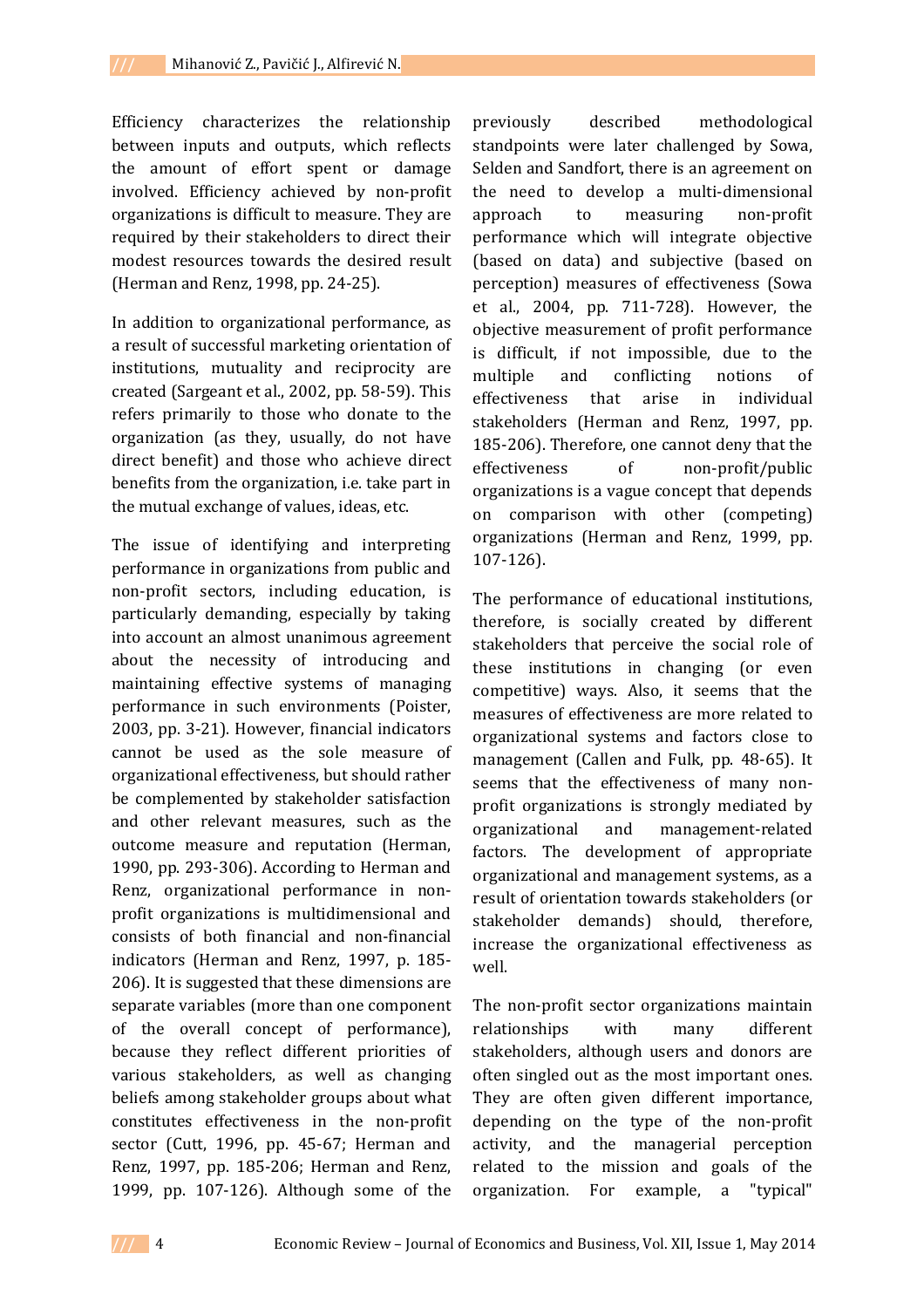Efficiency characterizes the relationship between inputs and outputs, which reflects the amount of effort spent or damage involved. Efficiency achieved by non-profit organizations is difficult to measure. They are required by their stakeholders to direct their modest resources towards the desired result (Herman and Renz, 1998, pp. 24-25).

In addition to organizational performance, as a result of successful marketing orientation of institutions, mutuality and reciprocity are created (Sargeant et al., 2002, pp. 58-59). This refers primarily to those who donate to the organization (as they, usually, do not have direct benefit) and those who achieve direct benefits from the organization, i.e. take part in the mutual exchange of values, ideas, etc.

The issue of identifying and interpreting performance in organizations from public and non-profit sectors, including education, is particularly demanding, especially by taking into account an almost unanimous agreement about the necessity of introducing and maintaining effective systems of managing performance in such environments (Poister, 2003, pp. 3-21). However, financial indicators cannot be used as the sole measure of organizational effectiveness, but should rather be complemented by stakeholder satisfaction and other relevant measures, such as the outcome measure and reputation (Herman, 1990, pp. 293-306). According to Herman and Renz, organizational performance in non-profit organizations is multidimensional and consists of both financial and non-financial indicators (Herman and Renz, 1997, p. 185-206). It is suggested that these dimensions are separate variables (more than one component of the overall concept of performance), because they reflect different priorities of various stakeholders, as well as changing beliefs among stakeholder groups about what constitutes effectiveness in the non-profit sector (Cutt, 1996, pp. 45-67; Herman and Renz, 1997, pp. 185-206; Herman and Renz, 1999, pp. 107-126). Although some of the previously described methodological standpoints were later challenged by Sowa, Selden and Sandfort, there is an agreement on the need to develop a multi-dimensional approach to measuring non-profit performance which will integrate objective (based on data) and subjective (based on perception) measures of effectiveness (Sowa et al., 2004, pp. 711-728). However, the objective measurement of profit performance is difficult, if not impossible, due to the multiple and conflicting notions of effectiveness that arise in individual stakeholders (Herman and Renz, 1997, pp. 185-206). Therefore, one cannot deny that the effectiveness of non-profit/public organizations is a vague concept that depends on comparison with other (competing) organizations (Herman and Renz, 1999, pp. 107-126).

The performance of educational institutions, therefore, is socially created by different stakeholders that perceive the social role of these institutions in changing (or even competitive) ways. Also, it seems that the measures of effectiveness are more related to organizational systems and factors close to management (Callen and Fulk, pp. 48-65). It seems that the effectiveness of many non-profit organizations is strongly mediated by organizational and management-related factors. The development of appropriate organizational and management systems, as a result of orientation towards stakeholders (or stakeholder demands) should, therefore, increase the organizational effectiveness as well.

The non-profit sector organizations maintain relationships with many different stakeholders, although users and donors are often singled out as the most important ones. They are often given different importance, depending on the type of the non-profit activity, and the managerial perception related to the mission and goals of the organization. For example, a "typical"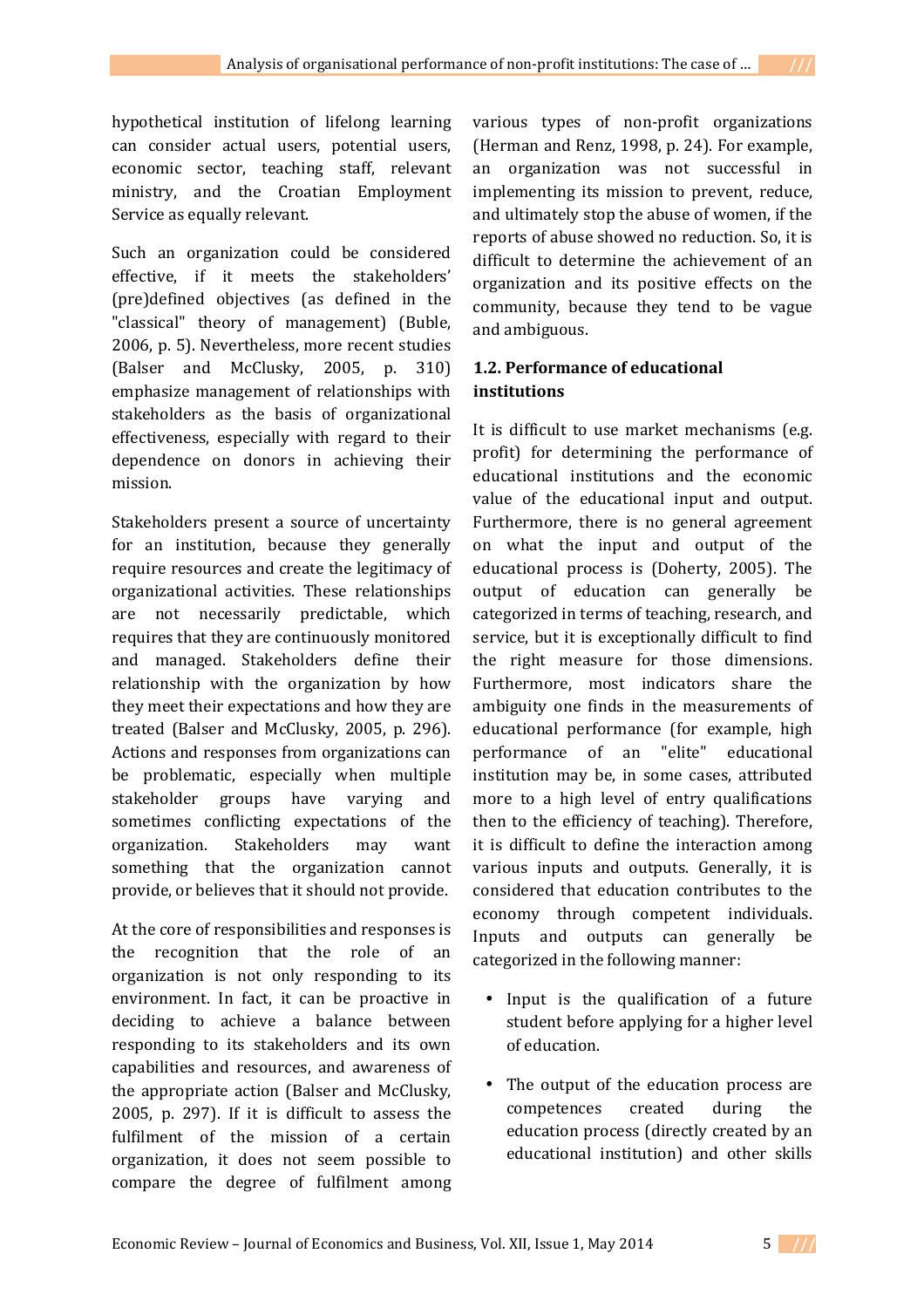hypothetical institution of lifelong learning can consider actual users, potential users, economic sector, teaching staff, relevant ministry, and the Croatian Employment Service as equally relevant.

Such an organization could be considered effective, if it meets the stakeholders' (pre)defined objectives (as defined in the "classical" theory of management) (Buble, 2006, p. 5). Nevertheless, more recent studies (Balser and McClusky, 2005, p. 310) emphasize management of relationships with stakeholders as the basis of organizational effectiveness, especially with regard to their dependence on donors in achieving their mission.

Stakeholders present a source of uncertainty for an institution, because they generally require resources and create the legitimacy of organizational activities. These relationships are not necessarily predictable, which requires that they are continuously monitored and managed. Stakeholders define their relationship with the organization by how they meet their expectations and how they are treated (Balser and McClusky, 2005, p. 296). Actions and responses from organizations can be problematic, especially when multiple stakeholder groups have varying and sometimes conflicting expectations of the organization. Stakeholders may want something that the organization cannot provide, or believes that it should not provide.

At the core of responsibilities and responses is the recognition that the role of an organization is not only responding to its environment. In fact, it can be proactive in deciding to achieve a balance between responding to its stakeholders and its own capabilities and resources, and awareness of the appropriate action (Balser and McClusky, 2005, p. 297). If it is difficult to assess the fulfilment of the mission of a certain organization, it does not seem possible to compare the degree of fulfilment among various types of non-profit organizations (Herman and Renz, 1998, p. 24). For example, an organization was not successful in implementing its mission to prevent, reduce, and ultimately stop the abuse of women, if the reports of abuse showed no reduction. So, it is difficult to determine the achievement of an organization and its positive effects on the community, because they tend to be vague and ambiguous.

### 1.2. Performance of educational institutions

It is difficult to use market mechanisms (e.g. profit) for determining the performance of educational institutions and the economic value of the educational input and output. Furthermore, there is no general agreement on what the input and output of the educational process is (Doherty, 2005). The output of education can generally be categorized in terms of teaching, research, and service, but it is exceptionally difficult to find the right measure for those dimensions. Furthermore, most indicators share the ambiguity one finds in the measurements of educational performance (for example, high performance of an "elite" educational institution may be, in some cases, attributed more to a high level of entry qualifications then to the efficiency of teaching). Therefore, it is difficult to define the interaction among various inputs and outputs. Generally, it is considered that education contributes to the economy through competent individuals. Inputs and outputs can generally be categorized in the following manner:

- Input is the qualification of a future student before applying for a higher level of education.
- The output of the education process are competences created during the education process (directly created by an educational institution) and other skills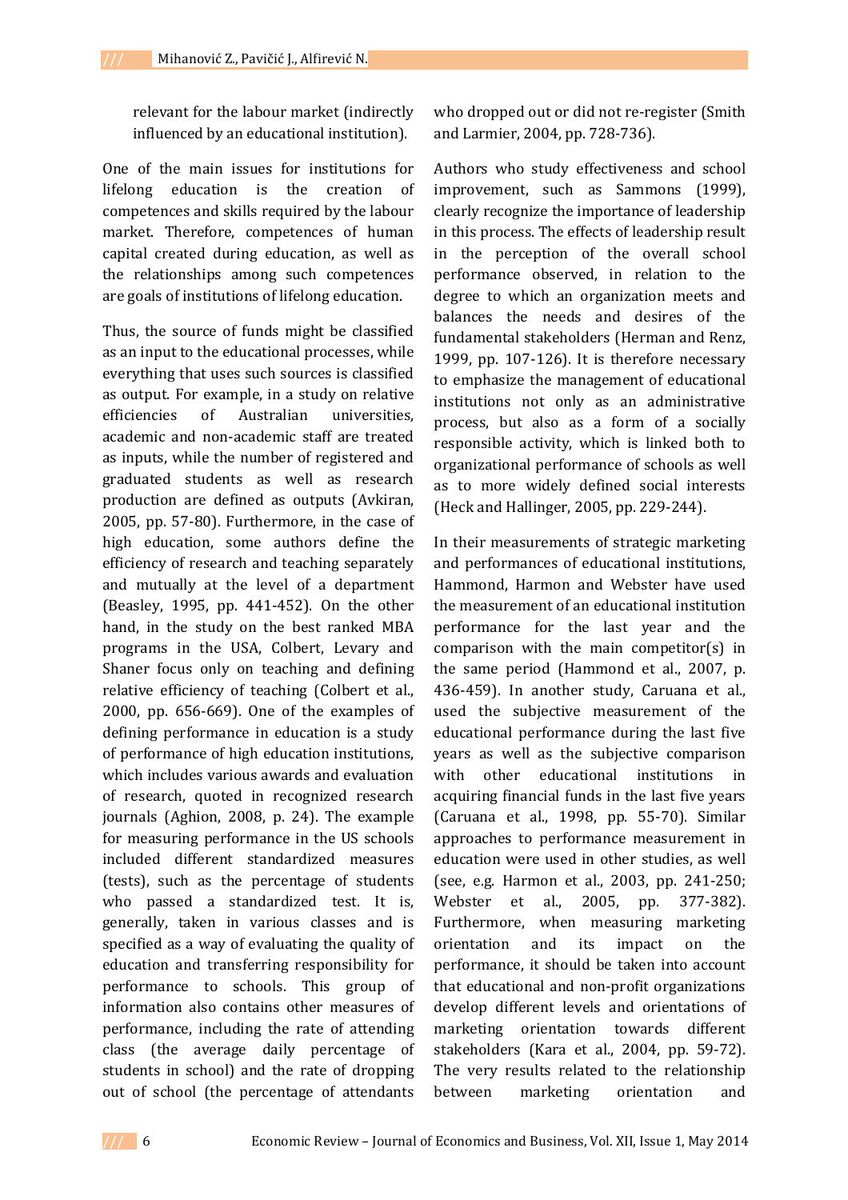relevant for the labour market (indirectly influenced by an educational institution).

One of the main issues for institutions for lifelong education is the creation of competences and skills required by the labour market. Therefore, competences of human capital created during education, as well as the relationships among such competences are goals of institutions of lifelong education.

Thus, the source of funds might be classified as an input to the educational processes, while everything that uses such sources is classified as output. For example, in a study on relative efficiencies of Australian universities, academic and non-academic staff are treated as inputs, while the number of registered and graduated students as well as research production are defined as outputs (Avkiran, 2005, pp. 57-80). Furthermore, in the case of high education, some authors define the efficiency of research and teaching separately and mutually at the level of a department (Beasley, 1995, pp. 441-452). On the other hand, in the study on the best ranked MBA programs in the USA, Colbert, Levary and Shaner focus only on teaching and defining relative efficiency of teaching (Colbert et al., 2000, pp. 656-669). One of the examples of defining performance in education is a study of performance of high education institutions, which includes various awards and evaluation of research, quoted in recognized research journals (Aghion, 2008, p. 24). The example for measuring performance in the US schools included different standardized measures (tests), such as the percentage of students who passed a standardized test. It is, generally, taken in various classes and is specified as a way of evaluating the quality of education and transferring responsibility for performance to schools. This group of information also contains other measures of performance, including the rate of attending class (the average daily percentage of students in school) and the rate of dropping out of school (the percentage of attendants who dropped out or did not re-register (Smith and Larmier, 2004, pp. 728-736).

Authors who study effectiveness and school improvement, such as Sammons (1999), clearly recognize the importance of leadership in this process. The effects of leadership result in the perception of the overall school performance observed, in relation to the degree to which an organization meets and balances the needs and desires of the fundamental stakeholders (Herman and Renz, 1999, pp. 107-126). It is therefore necessary to emphasize the management of educational institutions not only as an administrative process, but also as a form of a socially responsible activity, which is linked both to organizational performance of schools as well as to more widely defined social interests (Heck and Hallinger, 2005, pp. 229-244).

In their measurements of strategic marketing and performances of educational institutions, Hammond, Harmon and Webster have used the measurement of an educational institution performance for the last year and the comparison with the main competitor(s) in the same period (Hammond et al., 2007, p. 436-459). In another study, Caruana et al., used the subjective measurement of the educational performance during the last five years as well as the subjective comparison with other educational institutions in acquiring financial funds in the last five years (Caruana et al., 1998, pp. 55-70). Similar approaches to performance measurement in education were used in other studies, as well (see, e.g. Harmon et al., 2003, pp. 241-250; Webster et al., 2005, pp. 377-382). Furthermore, when measuring marketing orientation and its impact on the performance, it should be taken into account that educational and non-profit organizations develop different levels and orientations of marketing orientation towards different stakeholders (Kara et al., 2004, pp. 59-72). The very results related to the relationship between marketing orientation and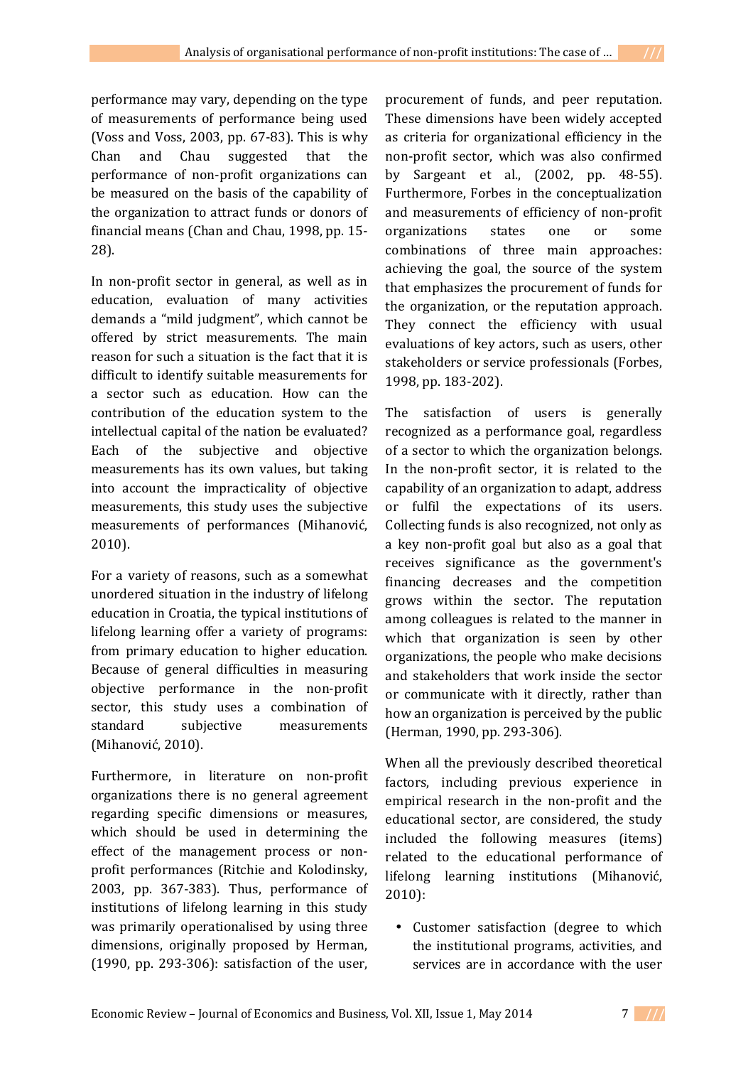performance may vary, depending on the type of measurements of performance being used (Voss and Voss, 2003, pp. 67-83). This is why Chan and Chau suggested that the performance of non-profit organizations can be measured on the basis of the capability of the organization to attract funds or donors of financial means (Chan and Chau, 1998, pp. 15-28).

In non-profit sector in general, as well as in education, evaluation of many activities demands a "mild judgment", which cannot be offered by strict measurements. The main reason for such a situation is the fact that it is difficult to identify suitable measurements for a sector such as education. How can the contribution of the education system to the intellectual capital of the nation be evaluated? Each of the subjective and objective measurements has its own values, but taking into account the impracticality of objective measurements, this study uses the subjective measurements of performances (Mihanović, 2010).

For a variety of reasons, such as a somewhat unordered situation in the industry of lifelong education in Croatia, the typical institutions of lifelong learning offer a variety of programs: from primary education to higher education. Because of general difficulties in measuring objective performance in the non-profit sector, this study uses a combination of standard subjective measurements (Mihanović, 2010).

Furthermore, in literature on non-profit organizations there is no general agreement regarding specific dimensions or measures, which should be used in determining the effect of the management process or non-profit performances (Ritchie and Kolodinsky, 2003, pp. 367-383). Thus, performance of institutions of lifelong learning in this study was primarily operationalised by using three dimensions, originally proposed by Herman, (1990, pp. 293-306): satisfaction of the user, procurement of funds, and peer reputation. These dimensions have been widely accepted as criteria for organizational efficiency in the non-profit sector, which was also confirmed by Sargeant et al., (2002, pp. 48-55). Furthermore, Forbes in the conceptualization and measurements of efficiency of non-profit organizations states one or some combinations of three main approaches: achieving the goal, the source of the system that emphasizes the procurement of funds for the organization, or the reputation approach. They connect the efficiency with usual evaluations of key actors, such as users, other stakeholders or service professionals (Forbes, 1998, pp. 183-202).

The satisfaction of users is generally recognized as a performance goal, regardless of a sector to which the organization belongs. In the non-profit sector, it is related to the capability of an organization to adapt, address or fulfil the expectations of its users. Collecting funds is also recognized, not only as a key non-profit goal but also as a goal that receives significance as the government's financing decreases and the competition grows within the sector. The reputation among colleagues is related to the manner in which that organization is seen by other organizations, the people who make decisions and stakeholders that work inside the sector or communicate with it directly, rather than how an organization is perceived by the public (Herman, 1990, pp. 293-306).

When all the previously described theoretical factors, including previous experience in empirical research in the non-profit and the educational sector, are considered, the study included the following measures (items) related to the educational performance of lifelong learning institutions (Mihanović, 2010):

- Customer satisfaction (degree to which the institutional programs, activities, and services are in accordance with the user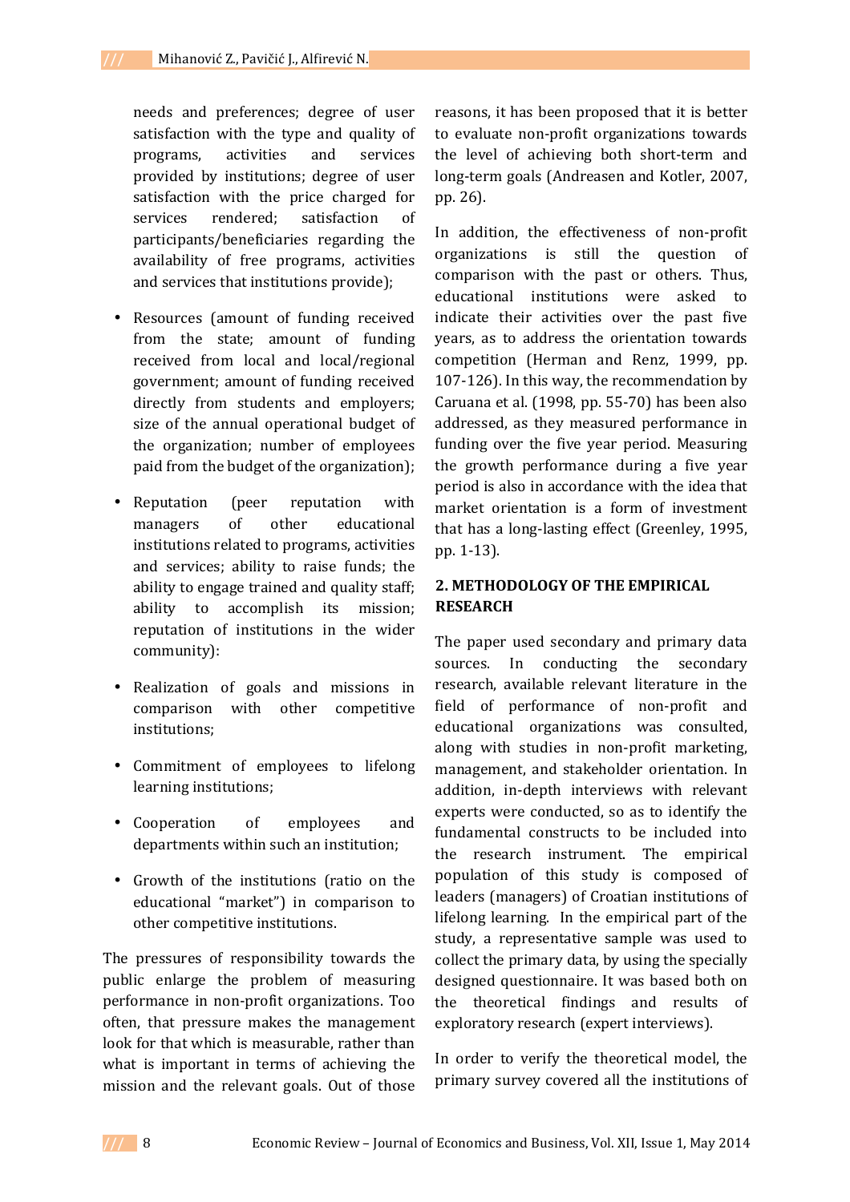needs and preferences; degree of user satisfaction with the type and quality of programs, activities and services provided by institutions; degree of user satisfaction with the price charged for services rendered; satisfaction of participants/beneficiaries regarding the availability of free programs, activities and services that institutions provide);

- Resources (amount of funding received from the state; amount of funding received from local and local/regional government; amount of funding received directly from students and employers; size of the annual operational budget of the organization; number of employees paid from the budget of the organization);
- Reputation (peer reputation with managers of other educational institutions related to programs, activities and services; ability to raise funds; the ability to engage trained and quality staff; ability to accomplish its mission; reputation of institutions in the wider community):
- Realization of goals and missions in comparison with other competitive institutions;
- Commitment of employees to lifelong learning institutions;
- Cooperation of employees and departments within such an institution;
- Growth of the institutions (ratio on the educational "market") in comparison to other competitive institutions.

The pressures of responsibility towards the public enlarge the problem of measuring performance in non-profit organizations. Too often, that pressure makes the management look for that which is measurable, rather than what is important in terms of achieving the mission and the relevant goals. Out of those reasons, it has been proposed that it is better to evaluate non-profit organizations towards the level of achieving both short-term and long-term goals (Andreasen and Kotler, 2007, pp. 26).

In addition, the effectiveness of non-profit organizations is still the question of comparison with the past or others. Thus, educational institutions were asked to indicate their activities over the past five years, as to address the orientation towards competition (Herman and Renz, 1999, pp. 107-126). In this way, the recommendation by Caruana et al. (1998, pp. 55-70) has been also addressed, as they measured performance in funding over the five year period. Measuring the growth performance during a five year period is also in accordance with the idea that market orientation is a form of investment that has a long-lasting effect (Greenley, 1995, pp. 1-13).

## 2. METHODOLOGY OF THE EMPIRICAL RESEARCH

The paper used secondary and primary data sources. In conducting the secondary research, available relevant literature in the field of performance of non-profit and educational organizations was consulted, along with studies in non-profit marketing, management, and stakeholder orientation. In addition, in-depth interviews with relevant experts were conducted, so as to identify the fundamental constructs to be included into the research instrument. The empirical population of this study is composed of leaders (managers) of Croatian institutions of lifelong learning. In the empirical part of the study, a representative sample was used to collect the primary data, by using the specially designed questionnaire. It was based both on the theoretical findings and results of exploratory research (expert interviews).

In order to verify the theoretical model, the primary survey covered all the institutions of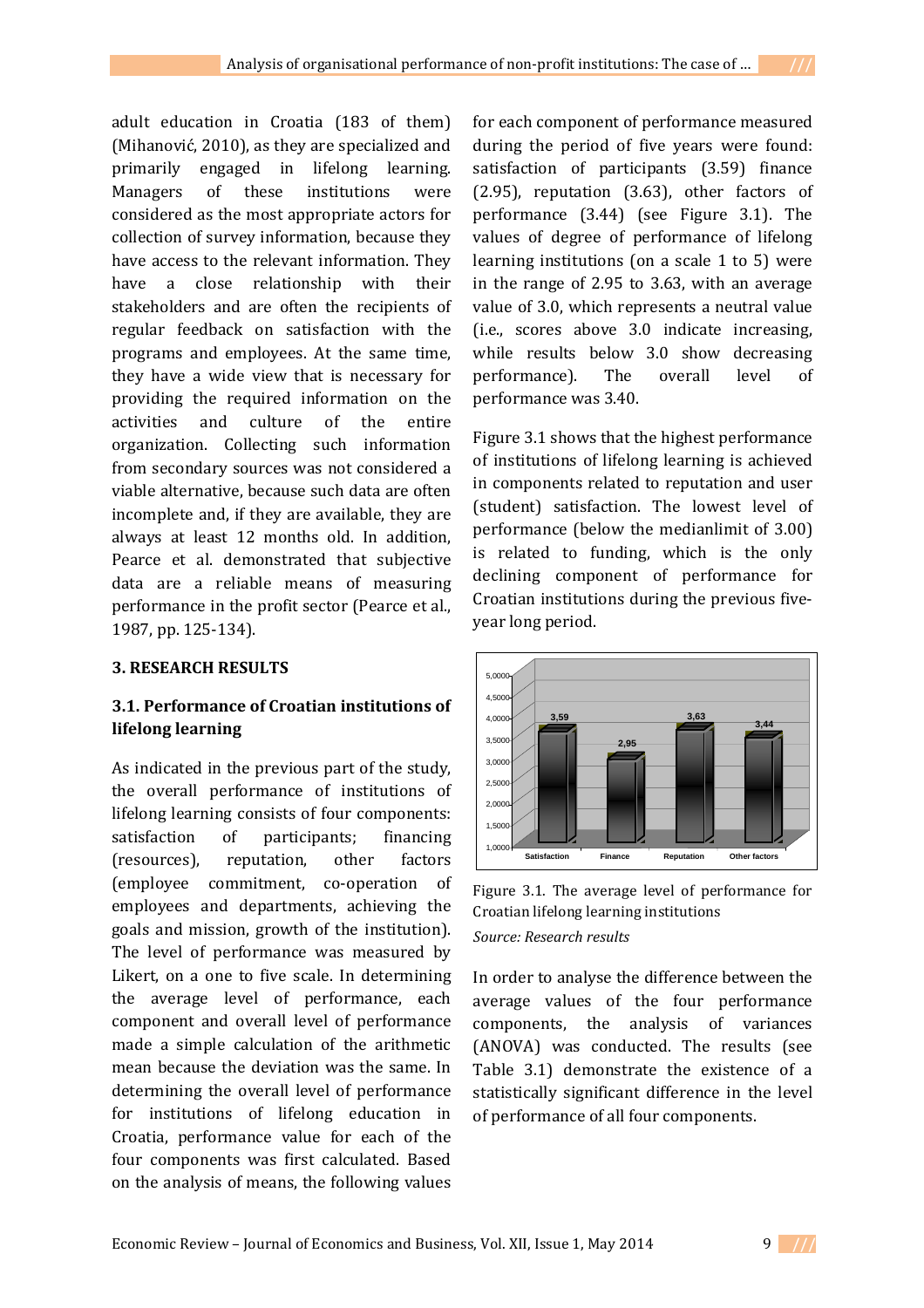adult education in Croatia (183 of them) (Mihanović, 2010), as they are specialized and primarily engaged in lifelong learning. Managers of these institutions were considered as the most appropriate actors for collection of survey information, because they have access to the relevant information. They have a close relationship with their stakeholders and are often the recipients of regular feedback on satisfaction with the programs and employees. At the same time, they have a wide view that is necessary for providing the required information on the activities and culture of the entire organization. Collecting such information from secondary sources was not considered a viable alternative, because such data are often incomplete and, if they are available, they are always at least 12 months old. In addition, Pearce et al. demonstrated that subjective data are a reliable means of measuring performance in the profit sector (Pearce et al., 1987, pp. 125-134).

## 3. RESEARCH RESULTS

### 3.1. Performance of Croatian institutions of lifelong learning

As indicated in the previous part of the study, the overall performance of institutions of lifelong learning consists of four components: satisfaction of participants; financing (resources), reputation, other factors (employee commitment, co-operation of employees and departments, achieving the goals and mission, growth of the institution). The level of performance was measured by Likert, on a one to five scale. In determining the average level of performance, each component and overall level of performance made a simple calculation of the arithmetic mean because the deviation was the same. In determining the overall level of performance for institutions of lifelong education in Croatia, performance value for each of the four components was first calculated. Based on the analysis of means, the following values for each component of performance measured during the period of five years were found: satisfaction of participants (3.59) finance (2.95), reputation (3.63), other factors of performance (3.44) (see Figure 3.1). The values of degree of performance of lifelong learning institutions (on a scale 1 to 5) were in the range of 2.95 to 3.63, with an average value of 3.0, which represents a neutral value (i.e., scores above 3.0 indicate increasing, while results below 3.0 show decreasing performance). The overall level of performance was 3.40.

Figure 3.1 shows that the highest performance of institutions of lifelong learning is achieved in components related to reputation and user (student) satisfaction. The lowest level of performance (below the medianlimit of 3.00) is related to funding, which is the only declining component of performance for Croatian institutions during the previous five-year long period.

| | Satisfaction | Finance | Reputation | Other factors |
|---|---|---|---|---|
| Average level | 3,59 | 2,95 | 3,63 | 3,44 |

Figure 3.1. The average level of performance for Croatian lifelong learning institutions

*Source: Research results*

In order to analyse the difference between the average values of the four performance components, the analysis of variances (ANOVA) was conducted. The results (see Table 3.1) demonstrate the existence of a statistically significant difference in the level of performance of all four components.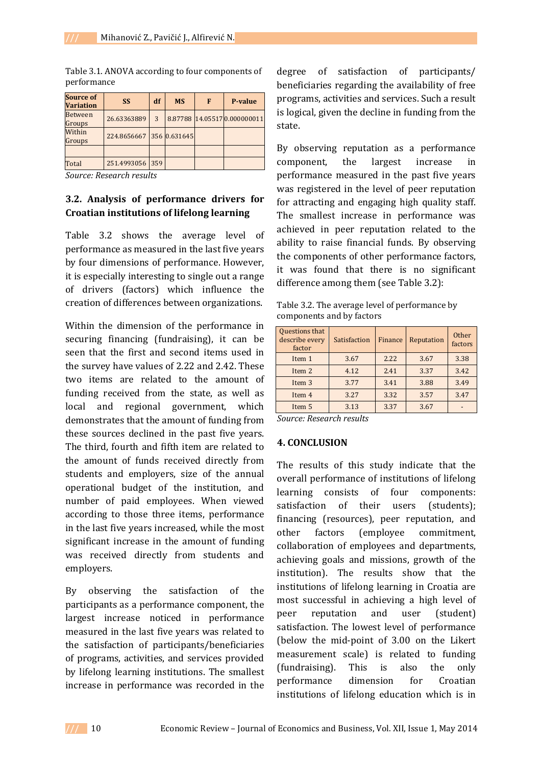Table 3.1. ANOVA according to four components of performance

| Source of Variation | SS | df | MS | F | P-value |
|---|---|---|---|---|---|
| Between Groups | 26.63363889 | 3 | 8.87788 | 14.05517 | 0.000000011 |
| Within Groups | 224.8656667 | 356 | 0.631645 | | |
| | | | | | |
| Total | 251.4993056 | 359 | | | |

*Source: Research results*

### 3.2. Analysis of performance drivers for Croatian institutions of lifelong learning

Table 3.2 shows the average level of performance as measured in the last five years by four dimensions of performance. However, it is especially interesting to single out a range of drivers (factors) which influence the creation of differences between organizations.

Within the dimension of the performance in securing financing (fundraising), it can be seen that the first and second items used in the survey have values of 2.22 and 2.42. These two items are related to the amount of funding received from the state, as well as local and regional government, which demonstrates that the amount of funding from these sources declined in the past five years. The third, fourth and fifth item are related to the amount of funds received directly from students and employers, size of the annual operational budget of the institution, and number of paid employees. When viewed according to those three items, performance in the last five years increased, while the most significant increase in the amount of funding was received directly from students and employers.

By observing the satisfaction of the participants as a performance component, the largest increase noticed in performance measured in the last five years was related to the satisfaction of participants/beneficiaries of programs, activities, and services provided by lifelong learning institutions. The smallest increase in performance was recorded in the degree of satisfaction of participants/ beneficiaries regarding the availability of free programs, activities and services. Such a result is logical, given the decline in funding from the state.

By observing reputation as a performance component, the largest increase in performance measured in the past five years was registered in the level of peer reputation for attracting and engaging high quality staff. The smallest increase in performance was achieved in peer reputation related to the ability to raise financial funds. By observing the components of other performance factors, it was found that there is no significant difference among them (see Table 3.2):

Table 3.2. The average level of performance by components and by factors

| Questions that describe every factor | Satisfaction | Finance | Reputation | Other factors |
|---|---|---|---|---|
| Item 1 | 3.67 | 2.22 | 3.67 | 3.38 |
| Item 2 | 4.12 | 2.41 | 3.37 | 3.42 |
| Item 3 | 3.77 | 3.41 | 3.88 | 3.49 |
| Item 4 | 3.27 | 3.32 | 3.57 | 3.47 |
| Item 5 | 3.13 | 3.37 | 3.67 | - |

*Source: Research results*

## 4. CONCLUSION

The results of this study indicate that the overall performance of institutions of lifelong learning consists of four components: satisfaction of their users (students); financing (resources), peer reputation, and other factors (employee commitment, collaboration of employees and departments, achieving goals and missions, growth of the institution). The results show that the institutions of lifelong learning in Croatia are most successful in achieving a high level of peer reputation and user (student) satisfaction. The lowest level of performance (below the mid-point of 3.00 on the Likert measurement scale) is related to funding (fundraising). This is also the only performance dimension for Croatian institutions of lifelong education which is in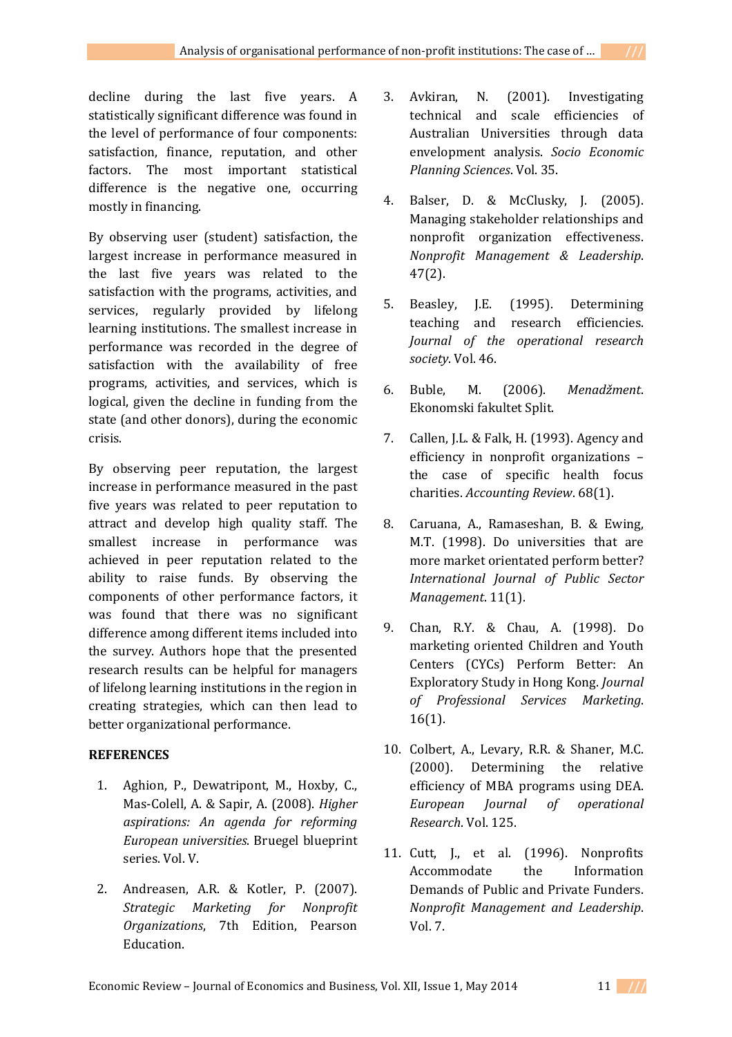decline during the last five years. A statistically significant difference was found in the level of performance of four components: satisfaction, finance, reputation, and other factors. The most important statistical difference is the negative one, occurring mostly in financing.

By observing user (student) satisfaction, the largest increase in performance measured in the last five years was related to the satisfaction with the programs, activities, and services, regularly provided by lifelong learning institutions. The smallest increase in performance was recorded in the degree of satisfaction with the availability of free programs, activities, and services, which is logical, given the decline in funding from the state (and other donors), during the economic crisis.

By observing peer reputation, the largest increase in performance measured in the past five years was related to peer reputation to attract and develop high quality staff. The smallest increase in performance was achieved in peer reputation related to the ability to raise funds. By observing the components of other performance factors, it was found that there was no significant difference among different items included into the survey. Authors hope that the presented research results can be helpful for managers of lifelong learning institutions in the region in creating strategies, which can then lead to better organizational performance.

**REFERENCES**

1. Aghion, P., Dewatripont, M., Hoxby, C., Mas-Colell, A. & Sapir, A. (2008). *Higher aspirations: An agenda for reforming European universities*. Bruegel blueprint series. Vol. V.
2. Andreasen, A.R. & Kotler, P. (2007). *Strategic Marketing for Nonprofit Organizations*, 7th Edition, Pearson Education.
3. Avkiran, N. (2001). Investigating technical and scale efficiencies of Australian Universities through data envelopment analysis. *Socio Economic Planning Sciences*. Vol. 35.
4. Balser, D. & McClusky, J. (2005). Managing stakeholder relationships and nonprofit organization effectiveness. *Nonprofit Management & Leadership*. 47(2).
5. Beasley, J.E. (1995). Determining teaching and research efficiencies. *Journal of the operational research society*. Vol. 46.
6. Buble, M. (2006). *Menadžment*. Ekonomski fakultet Split.
7. Callen, J.L. & Falk, H. (1993). Agency and efficiency in nonprofit organizations – the case of specific health focus charities. *Accounting Review*. 68(1).
8. Caruana, A., Ramaseshan, B. & Ewing, M.T. (1998). Do universities that are more market orientated perform better? *International Journal of Public Sector Management*. 11(1).
9. Chan, R.Y. & Chau, A. (1998). Do marketing oriented Children and Youth Centers (CYCs) Perform Better: An Exploratory Study in Hong Kong. *Journal of Professional Services Marketing*. 16(1).
10. Colbert, A., Levary, R.R. & Shaner, M.C. (2000). Determining the relative efficiency of MBA programs using DEA. *European Journal of operational Research*. Vol. 125.
11. Cutt, J., et al. (1996). Nonprofits Accommodate the Information Demands of Public and Private Funders. *Nonprofit Management and Leadership*. Vol. 7.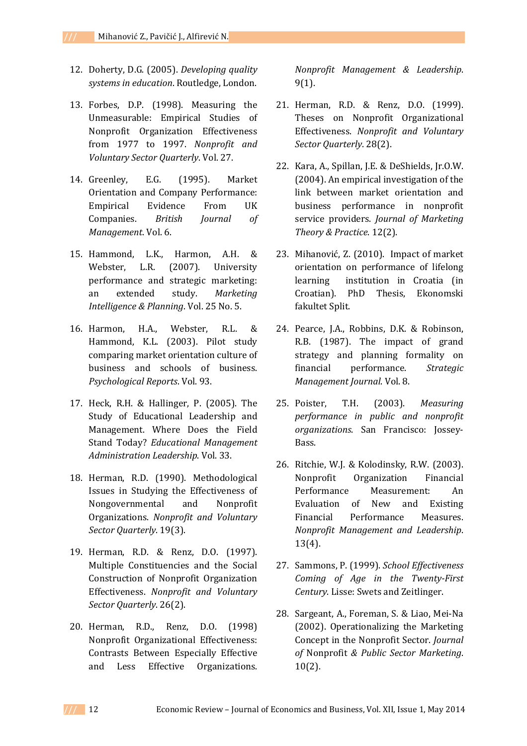12. Doherty, D.G. (2005). *Developing quality systems in education*. Routledge, London.

13. Forbes, D.P. (1998). Measuring the Unmeasurable: Empirical Studies of Nonprofit Organization Effectiveness from 1977 to 1997. *Nonprofit and Voluntary Sector Quarterly*. Vol. 27.

14. Greenley, E.G. (1995). Market Orientation and Company Performance: Empirical Evidence From UK Companies. *British Journal of Management*. Vol. 6.

15. Hammond, L.K., Harmon, A.H. & Webster, L.R. (2007). University performance and strategic marketing: an extended study. *Marketing Intelligence & Planning*. Vol. 25 No. 5.

16. Harmon, H.A., Webster, R.L. & Hammond, K.L. (2003). Pilot study comparing market orientation culture of business and schools of business. *Psychological Reports*. Vol. 93.

17. Heck, R.H. & Hallinger, P. (2005). The Study of Educational Leadership and Management. Where Does the Field Stand Today? *Educational Management Administration Leadership*. Vol. 33.

18. Herman, R.D. (1990). Methodological Issues in Studying the Effectiveness of Nongovernmental and Nonprofit Organizations. *Nonprofit and Voluntary Sector Quarterly*. 19(3).

19. Herman, R.D. & Renz, D.O. (1997). Multiple Constituencies and the Social Construction of Nonprofit Organization Effectiveness. *Nonprofit and Voluntary Sector Quarterly*. 26(2).

20. Herman, R.D., Renz, D.O. (1998) Nonprofit Organizational Effectiveness: Contrasts Between Especially Effective and Less Effective Organizations. *Nonprofit Management & Leadership*. 9(1).

21. Herman, R.D. & Renz, D.O. (1999). Theses on Nonprofit Organizational Effectiveness. *Nonprofit and Voluntary Sector Quarterly*. 28(2).

22. Kara, A., Spillan, J.E. & DeShields, Jr.O.W. (2004). An empirical investigation of the link between market orientation and business performance in nonprofit service providers. *Journal of Marketing Theory & Practice*. 12(2).

23. Mihanović, Z. (2010). Impact of market orientation on performance of lifelong learning institution in Croatia (in Croatian). PhD Thesis, Ekonomski fakultet Split.

24. Pearce, J.A., Robbins, D.K. & Robinson, R.B. (1987). The impact of grand strategy and planning formality on financial performance. *Strategic Management Journal*. Vol. 8.

25. Poister, T.H. (2003). *Measuring performance in public and nonprofit organizations*. San Francisco: Jossey-Bass.

26. Ritchie, W.J. & Kolodinsky, R.W. (2003). Nonprofit Organization Financial Performance Measurement: An Evaluation of New and Existing Financial Performance Measures. *Nonprofit Management and Leadership*. 13(4).

27. Sammons, P. (1999). *School Effectiveness Coming of Age in the Twenty-First Century*. Lisse: Swets and Zeitlinger.

28. Sargeant, A., Foreman, S. & Liao, Mei-Na (2002). Operationalizing the Marketing Concept in the Nonprofit Sector. *Journal of* Nonprofit *& Public Sector Marketing*. 10(2).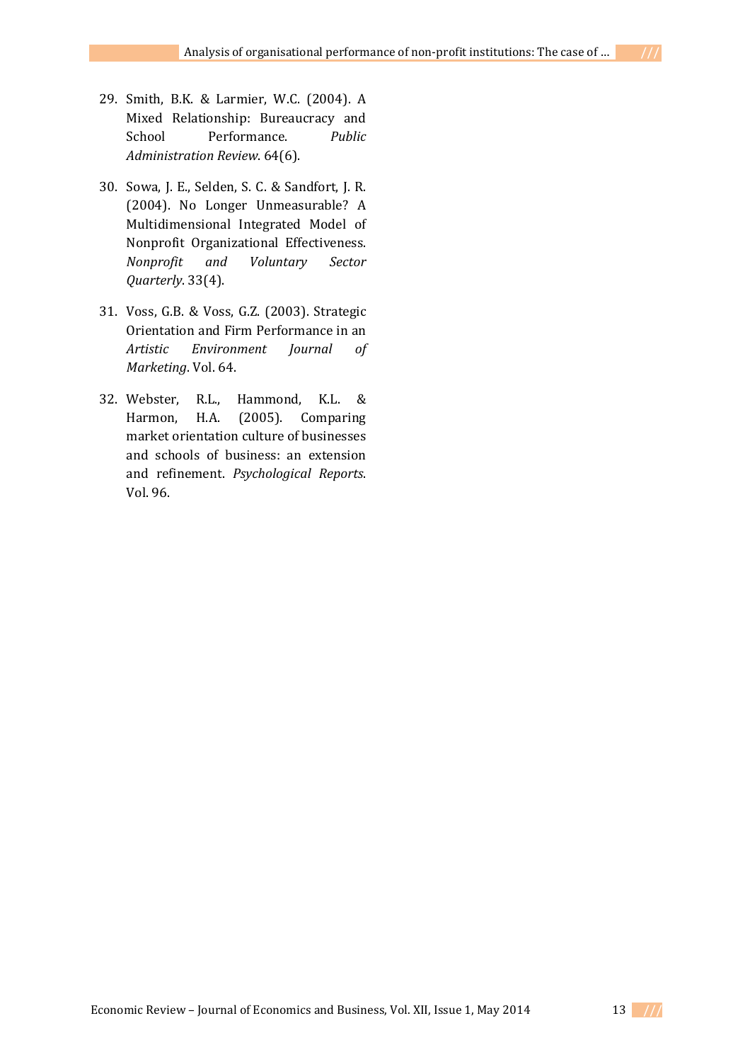29. Smith, B.K. & Larmier, W.C. (2004). A Mixed Relationship: Bureaucracy and School Performance. *Public Administration Review*. 64(6).

30. Sowa, J. E., Selden, S. C. & Sandfort, J. R. (2004). No Longer Unmeasurable? A Multidimensional Integrated Model of Nonprofit Organizational Effectiveness. *Nonprofit and Voluntary Sector Quarterly*. 33(4).

31. Voss, G.B. & Voss, G.Z. (2003). Strategic Orientation and Firm Performance in an *Artistic Environment Journal of Marketing*. Vol. 64.

32. Webster, R.L., Hammond, K.L. & Harmon, H.A. (2005). Comparing market orientation culture of businesses and schools of business: an extension and refinement. *Psychological Reports*. Vol. 96.